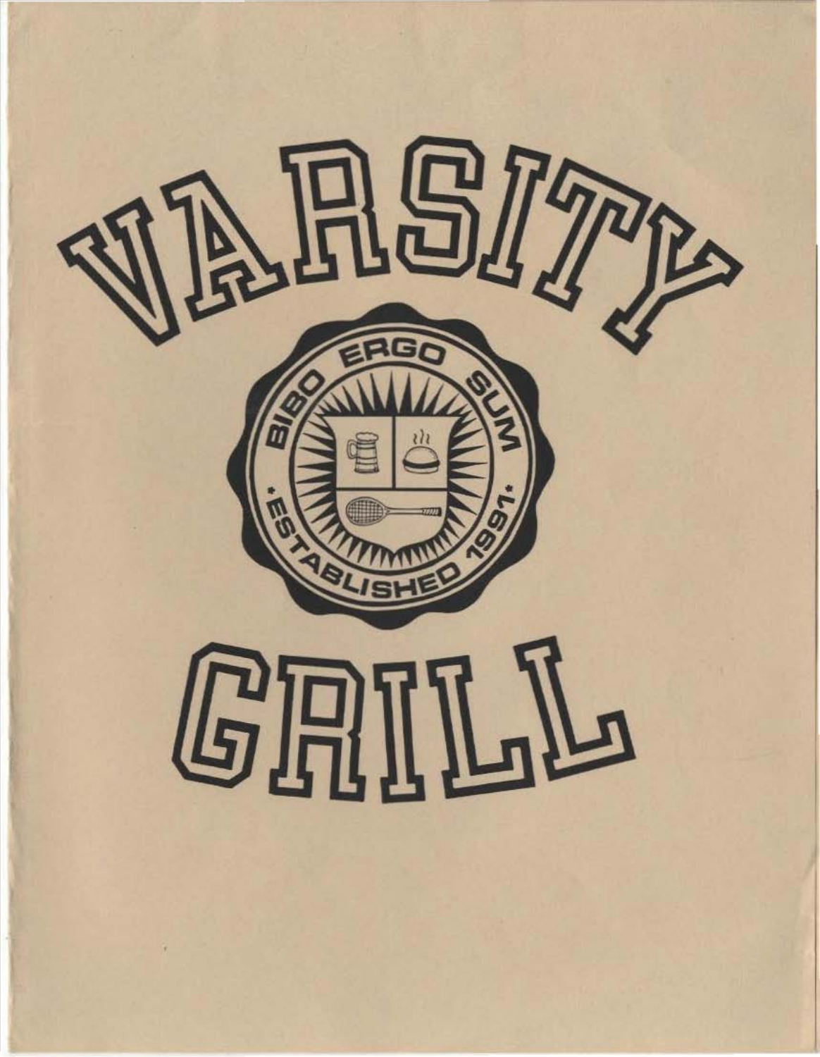# VARSITY

BIBO ERGO SUM

• ESTABLISHED 1991 •

# GRILL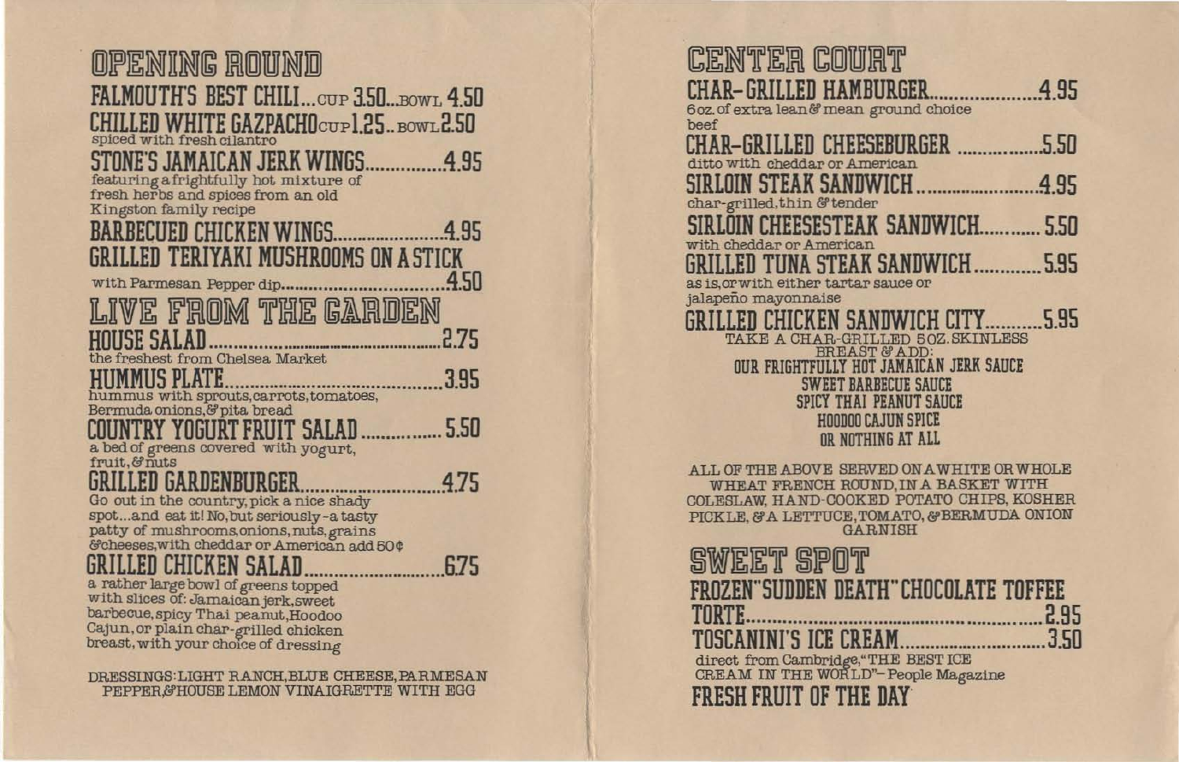## OPENING ROUND

**FALMOUTH'S BEST CHILI**...CUP 3.50...BOWL 4.50

**CHILLED WHITE GAZPACHO** CUP 1.25.. BOWL 2.50
spiced with fresh cilantro

**STONE'S JAMAICAN JERK WINGS**...............4.95
featuring a frightfully hot mixture of fresh herbs and spices from an old Kingston family recipe

**BARBECUED CHICKEN WINGS**......................4.95

**GRILLED TERIYAKI MUSHROOMS ON A STICK**
with Parmesan Pepper dip.................................4.50

## LIVE FROM THE GARDEN

**HOUSE SALAD**..............................................2.75
the freshest from Chelsea Market

**HUMMUS PLATE**..........................................3.95
hummus with sprouts, carrots, tomatoes, Bermuda onions, & pita bread

**COUNTRY YOGURT FRUIT SALAD**............... 5.50
a bed of greens covered with yogurt, fruit, & nuts

**GRILLED GARDENBURGER**............................4.75
Go out in the country, pick a nice shady spot...and eat it! No, but seriously - a tasty patty of mushrooms, onions, nuts, grains & cheeses, with cheddar or American add 50¢

**GRILLED CHICKEN SALAD**............................6.75
a rather large bowl of greens topped with slices of: Jamaican jerk, sweet barbecue, spicy Thai peanut, Hoodoo Cajun, or plain char-grilled chicken breast, with your choice of dressing

DRESSINGS: LIGHT RANCH, BLUE CHEESE, PARMESAN PEPPER, & HOUSE LEMON VINAIGRETTE WITH EGG

## CENTER COURT

**CHAR-GRILLED HAMBURGER**......................4.95
6 oz. of extra lean & mean ground choice beef

**CHAR-GRILLED CHEESEBURGER** .................5.50
ditto with cheddar or American

**SIRLOIN STEAK SANDWICH**.........................4.95
char-grilled, thin & tender

**SIRLOIN CHEESESTEAK SANDWICH**............ 5.50
with cheddar or American

**GRILLED TUNA STEAK SANDWICH**.............5.95
as is, or with either tartar sauce or jalapeño mayonnaise

**GRILLED CHICKEN SANDWICH CITY**...........5.95
TAKE A CHAR-GRILLED 5 OZ. SKINLESS BREAST & ADD:
OUR FRIGHTFULLY HOT JAMAICAN JERK SAUCE
SWEET BARBECUE SAUCE
SPICY THAI PEANUT SAUCE
HOODOO CAJUN SPICE
OR NOTHING AT ALL

ALL OF THE ABOVE SERVED ON A WHITE OR WHOLE WHEAT FRENCH ROUND, IN A BASKET WITH COLESLAW, HAND-COOKED POTATO CHIPS, KOSHER PICKLE, & A LETTUCE, TOMATO, & BERMUDA ONION GARNISH

## SWEET SPOT

**FROZEN "SUDDEN DEATH" CHOCOLATE TOFFEE TORTE**..........................................................2.95

**TOSCANINI'S ICE CREAM**.............................3.50
direct from Cambridge, "THE BEST ICE CREAM IN THE WORLD" - People Magazine

**FRESH FRUIT OF THE DAY**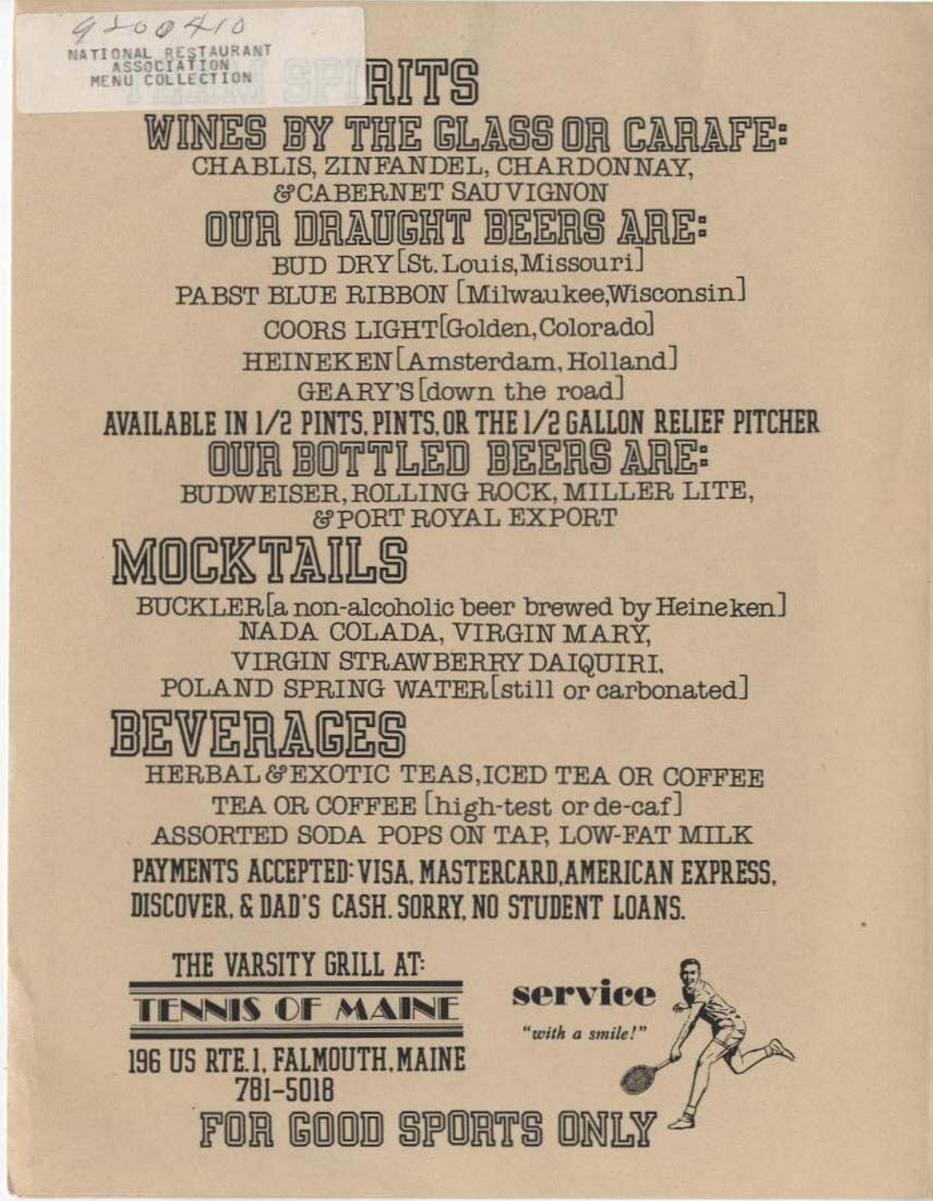9-00410
NATIONAL RESTAURANT ASSOCIATION MENU COLLECTION

# SPIRITS

## WINES BY THE GLASS OR CARAFE:

CHABLIS, ZINFANDEL, CHARDONNAY, &CABERNET SAUVIGNON

## OUR DRAUGHT BEERS ARE:

BUD DRY [St. Louis, Missouri]

PABST BLUE RIBBON [Milwaukee, Wisconsin]

COORS LIGHT [Golden, Colorado]

HEINEKEN [Amsterdam, Holland]

GEARY'S [down the road]

AVAILABLE IN 1/2 PINTS, PINTS, OR THE 1/2 GALLON RELIEF PITCHER

## OUR BOTTLED BEERS ARE:

BUDWEISER, ROLLING ROCK, MILLER LITE, &PORT ROYAL EXPORT

# MOCKTAILS

BUCKLER [a non-alcoholic beer brewed by Heineken]

NADA COLADA, VIRGIN MARY, VIRGIN STRAWBERRY DAIQUIRI, POLAND SPRING WATER [still or carbonated]

# BEVERAGES

HERBAL &EXOTIC TEAS, ICED TEA OR COFFEE

TEA OR COFFEE [high-test or de-caf]

ASSORTED SODA POPS ON TAP, LOW-FAT MILK

PAYMENTS ACCEPTED: VISA, MASTERCARD, AMERICAN EXPRESS, DISCOVER, & DAD'S CASH. SORRY, NO STUDENT LOANS.

THE VARSITY GRILL AT:

**TENNIS OF MAINE**

196 US RTE. 1, FALMOUTH, MAINE

781-5018

**service**

*"with a smile!"*

FOR GOOD SPORTS ONLY